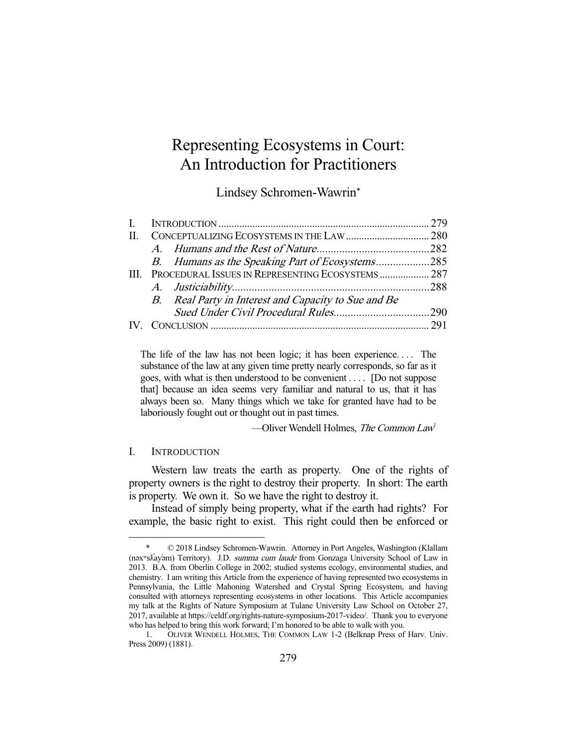# Representing Ecosystems in Court: An Introduction for Practitioners

Lindsey Schromen-Wawrin*

| | | |
|---|---|---|
| I. | INTRODUCTION | 279 |
| II. | CONCEPTUALIZING ECOSYSTEMS IN THE LAW | 280 |
| | *A. Humans and the Rest of Nature* | 282 |
| | *B. Humans as the Speaking Part of Ecosystems* | 285 |
| III. | PROCEDURAL ISSUES IN REPRESENTING ECOSYSTEMS | 287 |
| | *A. Justiciability* | 288 |
| | *B. Real Party in Interest and Capacity to Sue and Be Sued Under Civil Procedural Rules* | 290 |
| IV. | CONCLUSION | 291 |

> The life of the law has not been logic; it has been experience. . . . The substance of the law at any given time pretty nearly corresponds, so far as it goes, with what is then understood to be convenient . . . . [Do not suppose that] because an idea seems very familiar and natural to us, that it has always been so. Many things which we take for granted have had to be laboriously fought out or thought out in past times.
>
> —Oliver Wendell Holmes, *The Common Law*[1]

## I. INTRODUCTION

Western law treats the earth as property. One of the rights of property owners is the right to destroy their property. In short: The earth is property. We own it. So we have the right to destroy it.

Instead of simply being property, what if the earth had rights? For example, the basic right to exist. This right could then be enforced or

---

\* © 2018 Lindsey Schromen-Wawrin. Attorney in Port Angeles, Washington (Klallam (nəxʷsƛ̕ay̓əm) Territory). J.D. *summa cum laude* from Gonzaga University School of Law in 2013. B.A. from Oberlin College in 2002; studied systems ecology, environmental studies, and chemistry. I am writing this Article from the experience of having represented two ecosystems in Pennsylvania, the Little Mahoning Watershed and Crystal Spring Ecosystem, and having consulted with attorneys representing ecosystems in other locations. This Article accompanies my talk at the Rights of Nature Symposium at Tulane University Law School on October 27, 2017, available at https://celdf.org/rights-nature-symposium-2017-video/. Thank you to everyone who has helped to bring this work forward; I'm honored to be able to walk with you.

1. OLIVER WENDELL HOLMES, THE COMMON LAW 1-2 (Belknap Press of Harv. Univ. Press 2009) (1881).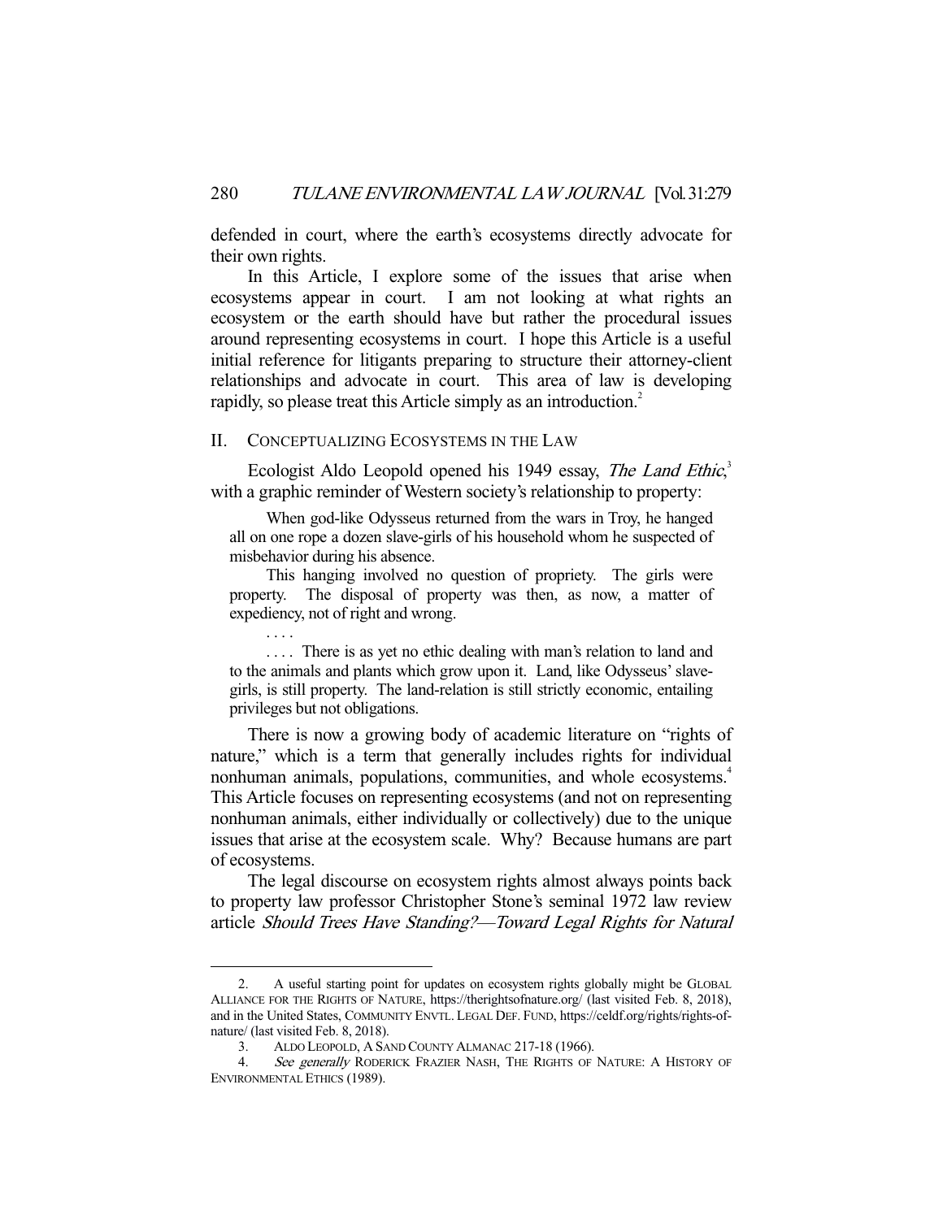defended in court, where the earth's ecosystems directly advocate for their own rights.

In this Article, I explore some of the issues that arise when ecosystems appear in court. I am not looking at what rights an ecosystem or the earth should have but rather the procedural issues around representing ecosystems in court. I hope this Article is a useful initial reference for litigants preparing to structure their attorney-client relationships and advocate in court. This area of law is developing rapidly, so please treat this Article simply as an introduction.[2]

## II. Conceptualizing Ecosystems in the Law

Ecologist Aldo Leopold opened his 1949 essay, *The Land Ethic*,[3] with a graphic reminder of Western society's relationship to property:

> When god-like Odysseus returned from the wars in Troy, he hanged all on one rope a dozen slave-girls of his household whom he suspected of misbehavior during his absence.
>
> This hanging involved no question of propriety. The girls were property. The disposal of property was then, as now, a matter of expediency, not of right and wrong.
>
> . . . .
>
> . . . . There is as yet no ethic dealing with man's relation to land and to the animals and plants which grow upon it. Land, like Odysseus' slave-girls, is still property. The land-relation is still strictly economic, entailing privileges but not obligations.

There is now a growing body of academic literature on "rights of nature," which is a term that generally includes rights for individual nonhuman animals, populations, communities, and whole ecosystems.[4] This Article focuses on representing ecosystems (and not on representing nonhuman animals, either individually or collectively) due to the unique issues that arise at the ecosystem scale. Why? Because humans are part of ecosystems.

The legal discourse on ecosystem rights almost always points back to property law professor Christopher Stone's seminal 1972 law review article *Should Trees Have Standing?—Toward Legal Rights for Natural*

---

2. A useful starting point for updates on ecosystem rights globally might be GLOBAL ALLIANCE FOR THE RIGHTS OF NATURE, https://therightsofnature.org/ (last visited Feb. 8, 2018), and in the United States, COMMUNITY ENVTL. LEGAL DEF. FUND, https://celdf.org/rights/rights-of-nature/ (last visited Feb. 8, 2018).

3. ALDO LEOPOLD, A SAND COUNTY ALMANAC 217-18 (1966).

4. *See generally* RODERICK FRAZIER NASH, THE RIGHTS OF NATURE: A HISTORY OF ENVIRONMENTAL ETHICS (1989).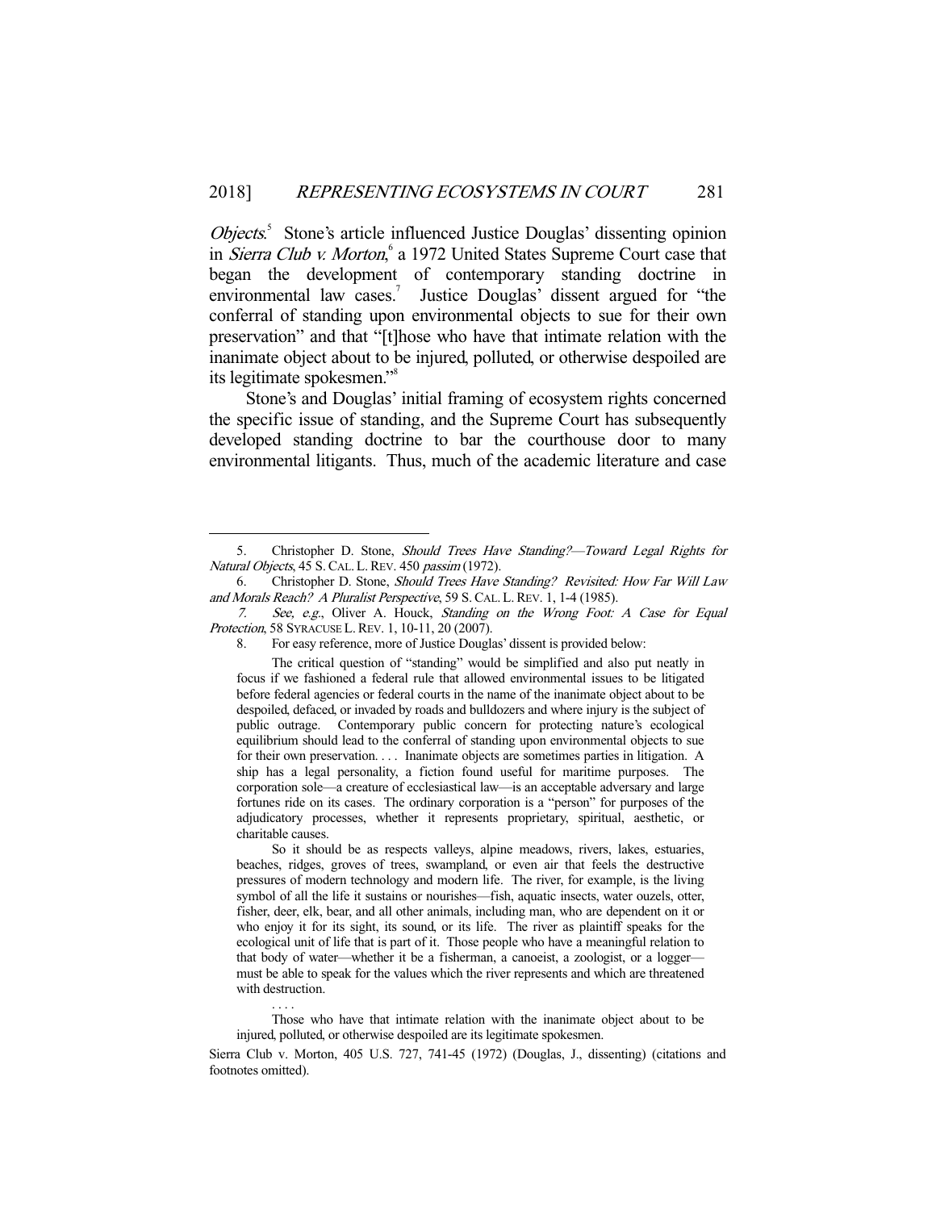*Objects*.[5] Stone's article influenced Justice Douglas' dissenting opinion in *Sierra Club v. Morton*,[6] a 1972 United States Supreme Court case that began the development of contemporary standing doctrine in environmental law cases.[7] Justice Douglas' dissent argued for "the conferral of standing upon environmental objects to sue for their own preservation" and that "[t]hose who have that intimate relation with the inanimate object about to be injured, polluted, or otherwise despoiled are its legitimate spokesmen."[8]

Stone's and Douglas' initial framing of ecosystem rights concerned the specific issue of standing, and the Supreme Court has subsequently developed standing doctrine to bar the courthouse door to many environmental litigants. Thus, much of the academic literature and case

---

5. Christopher D. Stone, *Should Trees Have Standing?—Toward Legal Rights for Natural Objects*, 45 S. CAL. L. REV. 450 *passim* (1972).

6. Christopher D. Stone, *Should Trees Have Standing? Revisited: How Far Will Law and Morals Reach? A Pluralist Perspective*, 59 S. CAL. L. REV. 1, 1-4 (1985).

7. *See, e.g.*, Oliver A. Houck, *Standing on the Wrong Foot: A Case for Equal Protection*, 58 SYRACUSE L. REV. 1, 10-11, 20 (2007).

8. For easy reference, more of Justice Douglas' dissent is provided below:

> The critical question of "standing" would be simplified and also put neatly in focus if we fashioned a federal rule that allowed environmental issues to be litigated before federal agencies or federal courts in the name of the inanimate object about to be despoiled, defaced, or invaded by roads and bulldozers and where injury is the subject of public outrage. Contemporary public concern for protecting nature's ecological equilibrium should lead to the conferral of standing upon environmental objects to sue for their own preservation. . . . Inanimate objects are sometimes parties in litigation. A ship has a legal personality, a fiction found useful for maritime purposes. The corporation sole—a creature of ecclesiastical law—is an acceptable adversary and large fortunes ride on its cases. The ordinary corporation is a "person" for purposes of the adjudicatory processes, whether it represents proprietary, spiritual, aesthetic, or charitable causes.
>
> So it should be as respects valleys, alpine meadows, rivers, lakes, estuaries, beaches, ridges, groves of trees, swampland, or even air that feels the destructive pressures of modern technology and modern life. The river, for example, is the living symbol of all the life it sustains or nourishes—fish, aquatic insects, water ouzels, otter, fisher, deer, elk, bear, and all other animals, including man, who are dependent on it or who enjoy it for its sight, its sound, or its life. The river as plaintiff speaks for the ecological unit of life that is part of it. Those people who have a meaningful relation to that body of water—whether it be a fisherman, a canoeist, a zoologist, or a logger—must be able to speak for the values which the river represents and which are threatened with destruction.
>
> . . . .
>
> Those who have that intimate relation with the inanimate object about to be injured, polluted, or otherwise despoiled are its legitimate spokesmen.

Sierra Club v. Morton, 405 U.S. 727, 741-45 (1972) (Douglas, J., dissenting) (citations and footnotes omitted).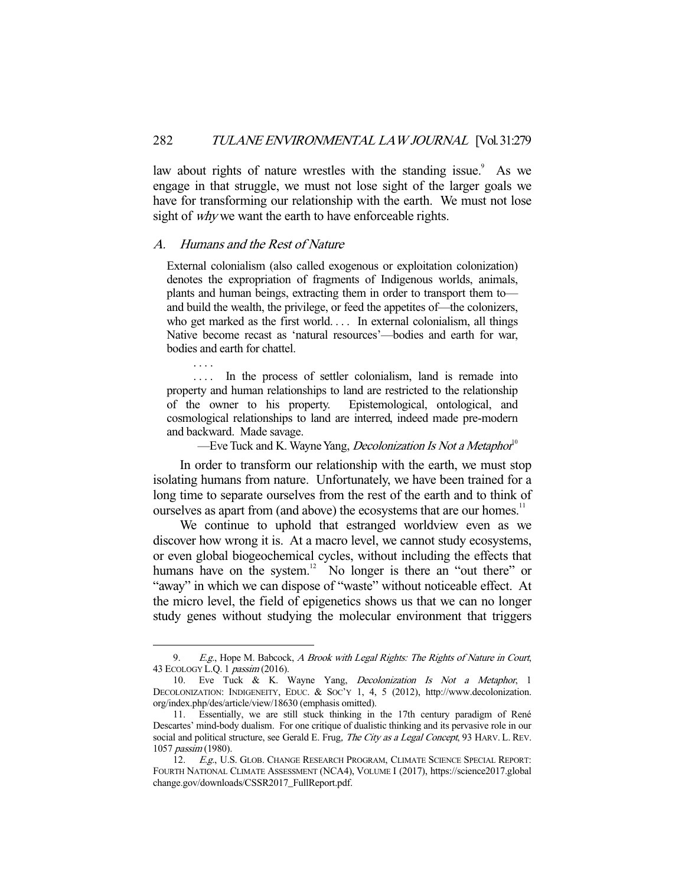law about rights of nature wrestles with the standing issue.[9] As we engage in that struggle, we must not lose sight of the larger goals we have for transforming our relationship with the earth. We must not lose sight of *why* we want the earth to have enforceable rights.

### A. *Humans and the Rest of Nature*

> External colonialism (also called exogenous or exploitation colonization) denotes the expropriation of fragments of Indigenous worlds, animals, plants and human beings, extracting them in order to transport them to—and build the wealth, the privilege, or feed the appetites of—the colonizers, who get marked as the first world. . . . In external colonialism, all things Native become recast as 'natural resources'—bodies and earth for war, bodies and earth for chattel.
>
> . . . .
>
> . . . . In the process of settler colonialism, land is remade into property and human relationships to land are restricted to the relationship of the owner to his property. Epistemological, ontological, and cosmological relationships to land are interred, indeed made pre-modern and backward. Made savage.
>
> —Eve Tuck and K. Wayne Yang, *Decolonization Is Not a Metaphor*[10]

In order to transform our relationship with the earth, we must stop isolating humans from nature. Unfortunately, we have been trained for a long time to separate ourselves from the rest of the earth and to think of ourselves as apart from (and above) the ecosystems that are our homes.[11]

We continue to uphold that estranged worldview even as we discover how wrong it is. At a macro level, we cannot study ecosystems, or even global biogeochemical cycles, without including the effects that humans have on the system.[12] No longer is there an "out there" or "away" in which we can dispose of "waste" without noticeable effect. At the micro level, the field of epigenetics shows us that we can no longer study genes without studying the molecular environment that triggers

---

9. *E.g.*, Hope M. Babcock, *A Brook with Legal Rights: The Rights of Nature in Court*, 43 ECOLOGY L.Q. 1 *passim* (2016).

10. Eve Tuck & K. Wayne Yang, *Decolonization Is Not a Metaphor*, 1 DECOLONIZATION: INDIGENEITY, EDUC. & SOC'Y 1, 4, 5 (2012), http://www.decolonization.org/index.php/des/article/view/18630 (emphasis omitted).

11. Essentially, we are still stuck thinking in the 17th century paradigm of René Descartes' mind-body dualism. For one critique of dualistic thinking and its pervasive role in our social and political structure, see Gerald E. Frug, *The City as a Legal Concept*, 93 HARV. L. REV. 1057 *passim* (1980).

12. *E.g.*, U.S. GLOB. CHANGE RESEARCH PROGRAM, CLIMATE SCIENCE SPECIAL REPORT: FOURTH NATIONAL CLIMATE ASSESSMENT (NCA4), VOLUME I (2017), https://science2017.globalchange.gov/downloads/CSSR2017_FullReport.pdf.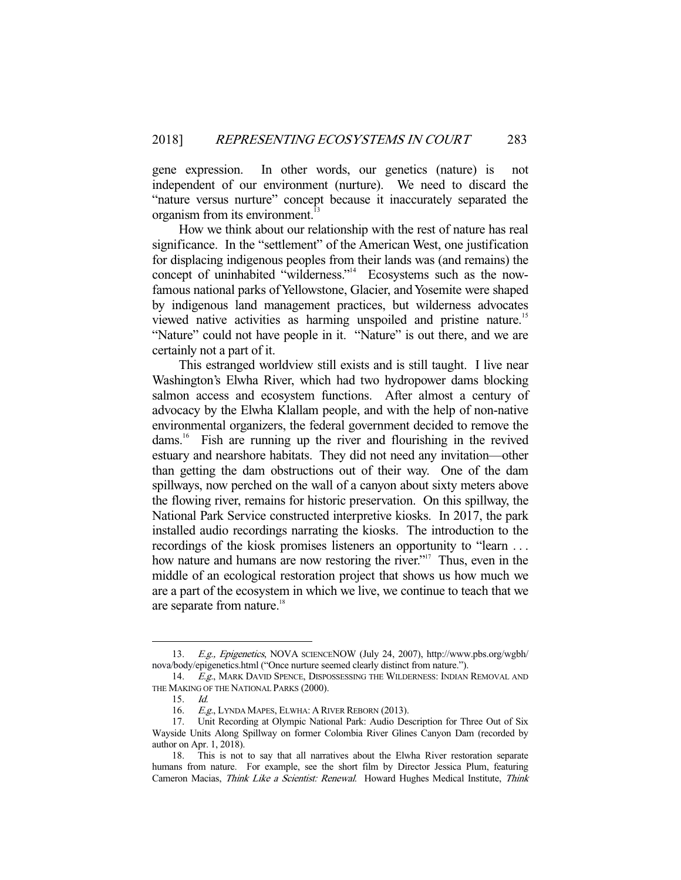gene expression. In other words, our genetics (nature) is not independent of our environment (nurture). We need to discard the "nature versus nurture" concept because it inaccurately separated the organism from its environment.[13]

How we think about our relationship with the rest of nature has real significance. In the "settlement" of the American West, one justification for displacing indigenous peoples from their lands was (and remains) the concept of uninhabited "wilderness."[14] Ecosystems such as the now-famous national parks of Yellowstone, Glacier, and Yosemite were shaped by indigenous land management practices, but wilderness advocates viewed native activities as harming unspoiled and pristine nature.[15] "Nature" could not have people in it. "Nature" is out there, and we are certainly not a part of it.

This estranged worldview still exists and is still taught. I live near Washington's Elwha River, which had two hydropower dams blocking salmon access and ecosystem functions. After almost a century of advocacy by the Elwha Klallam people, and with the help of non-native environmental organizers, the federal government decided to remove the dams.[16] Fish are running up the river and flourishing in the revived estuary and nearshore habitats. They did not need any invitation—other than getting the dam obstructions out of their way. One of the dam spillways, now perched on the wall of a canyon about sixty meters above the flowing river, remains for historic preservation. On this spillway, the National Park Service constructed interpretive kiosks. In 2017, the park installed audio recordings narrating the kiosks. The introduction to the recordings of the kiosk promises listeners an opportunity to "learn . . . how nature and humans are now restoring the river."[17] Thus, even in the middle of an ecological restoration project that shows us how much we are a part of the ecosystem in which we live, we continue to teach that we are separate from nature.[18]

---

13. *E.g.*, *Epigenetics*, NOVA SCIENCENOW (July 24, 2007), http://www.pbs.org/wgbh/nova/body/epigenetics.html ("Once nurture seemed clearly distinct from nature.").

14. *E.g.*, MARK DAVID SPENCE, DISPOSSESSING THE WILDERNESS: INDIAN REMOVAL AND THE MAKING OF THE NATIONAL PARKS (2000).

15. *Id.*

16. *E.g.*, LYNDA MAPES, ELWHA: A RIVER REBORN (2013).

17. Unit Recording at Olympic National Park: Audio Description for Three Out of Six Wayside Units Along Spillway on former Colombia River Glines Canyon Dam (recorded by author on Apr. 1, 2018).

18. This is not to say that all narratives about the Elwha River restoration separate humans from nature. For example, see the short film by Director Jessica Plum, featuring Cameron Macias, *Think Like a Scientist: Renewal*. Howard Hughes Medical Institute, *Think*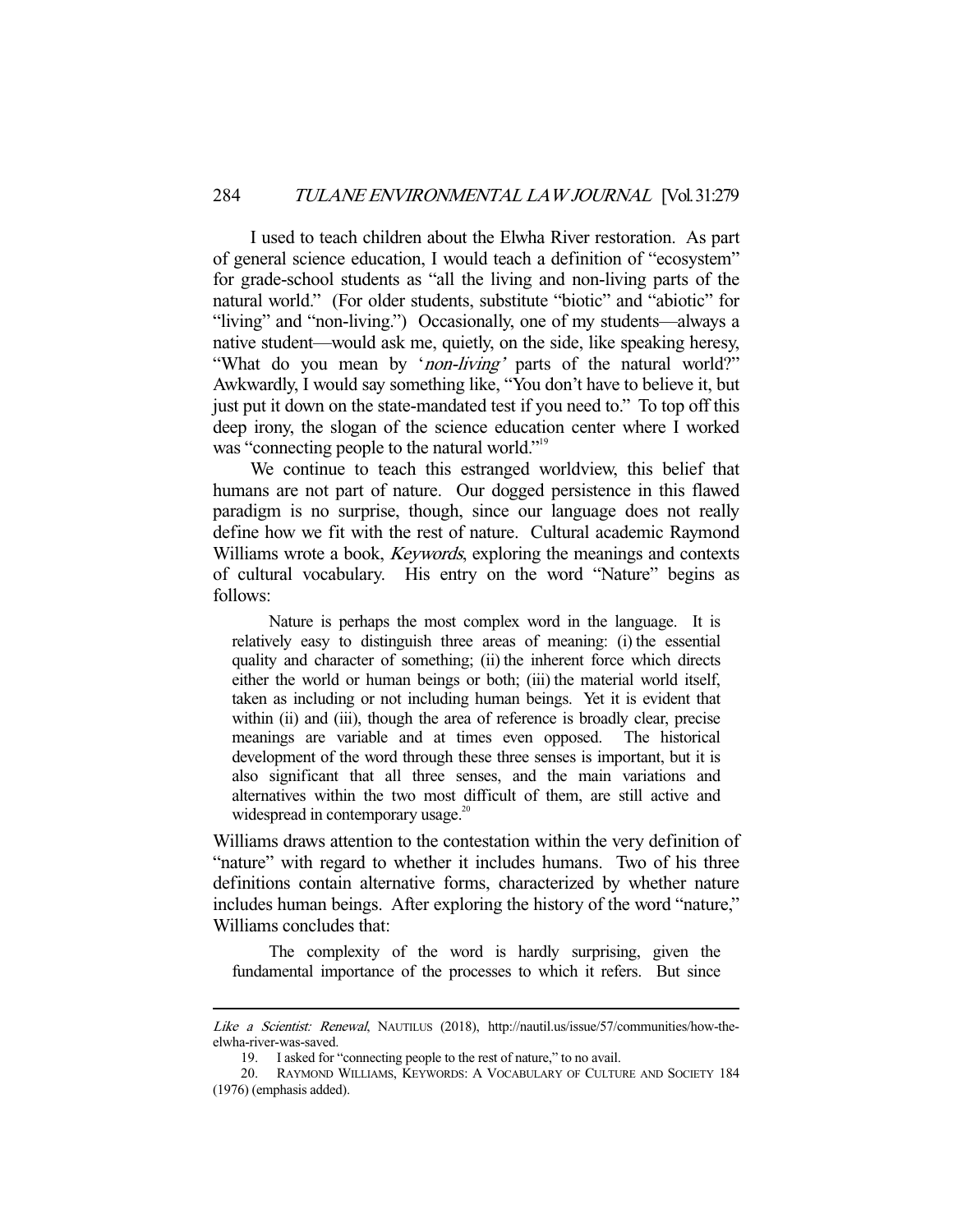I used to teach children about the Elwha River restoration. As part of general science education, I would teach a definition of "ecosystem" for grade-school students as "all the living and non-living parts of the natural world." (For older students, substitute "biotic" and "abiotic" for "living" and "non-living.") Occasionally, one of my students—always a native student—would ask me, quietly, on the side, like speaking heresy, "What do you mean by '*non-living*' parts of the natural world?" Awkwardly, I would say something like, "You don't have to believe it, but just put it down on the state-mandated test if you need to." To top off this deep irony, the slogan of the science education center where I worked was "connecting people to the natural world."[19]

We continue to teach this estranged worldview, this belief that humans are not part of nature. Our dogged persistence in this flawed paradigm is no surprise, though, since our language does not really define how we fit with the rest of nature. Cultural academic Raymond Williams wrote a book, *Keywords*, exploring the meanings and contexts of cultural vocabulary. His entry on the word "Nature" begins as follows:

> Nature is perhaps the most complex word in the language. It is relatively easy to distinguish three areas of meaning: (i) the essential quality and character of something; (ii) the inherent force which directs either the world or human beings or both; (iii) the material world itself, taken as including or not including human beings. Yet it is evident that within (ii) and (iii), though the area of reference is broadly clear, precise meanings are variable and at times even opposed. The historical development of the word through these three senses is important, but it is also significant that all three senses, and the main variations and alternatives within the two most difficult of them, are still active and widespread in contemporary usage.[20]

Williams draws attention to the contestation within the very definition of "nature" with regard to whether it includes humans. Two of his three definitions contain alternative forms, characterized by whether nature includes human beings. After exploring the history of the word "nature," Williams concludes that:

> The complexity of the word is hardly surprising, given the fundamental importance of the processes to which it refers. But since

---

*Like a Scientist: Renewal*, NAUTILUS (2018), http://nautil.us/issue/57/communities/how-the-elwha-river-was-saved.

19. I asked for "connecting people to the rest of nature," to no avail.

20. RAYMOND WILLIAMS, KEYWORDS: A VOCABULARY OF CULTURE AND SOCIETY 184 (1976) (emphasis added).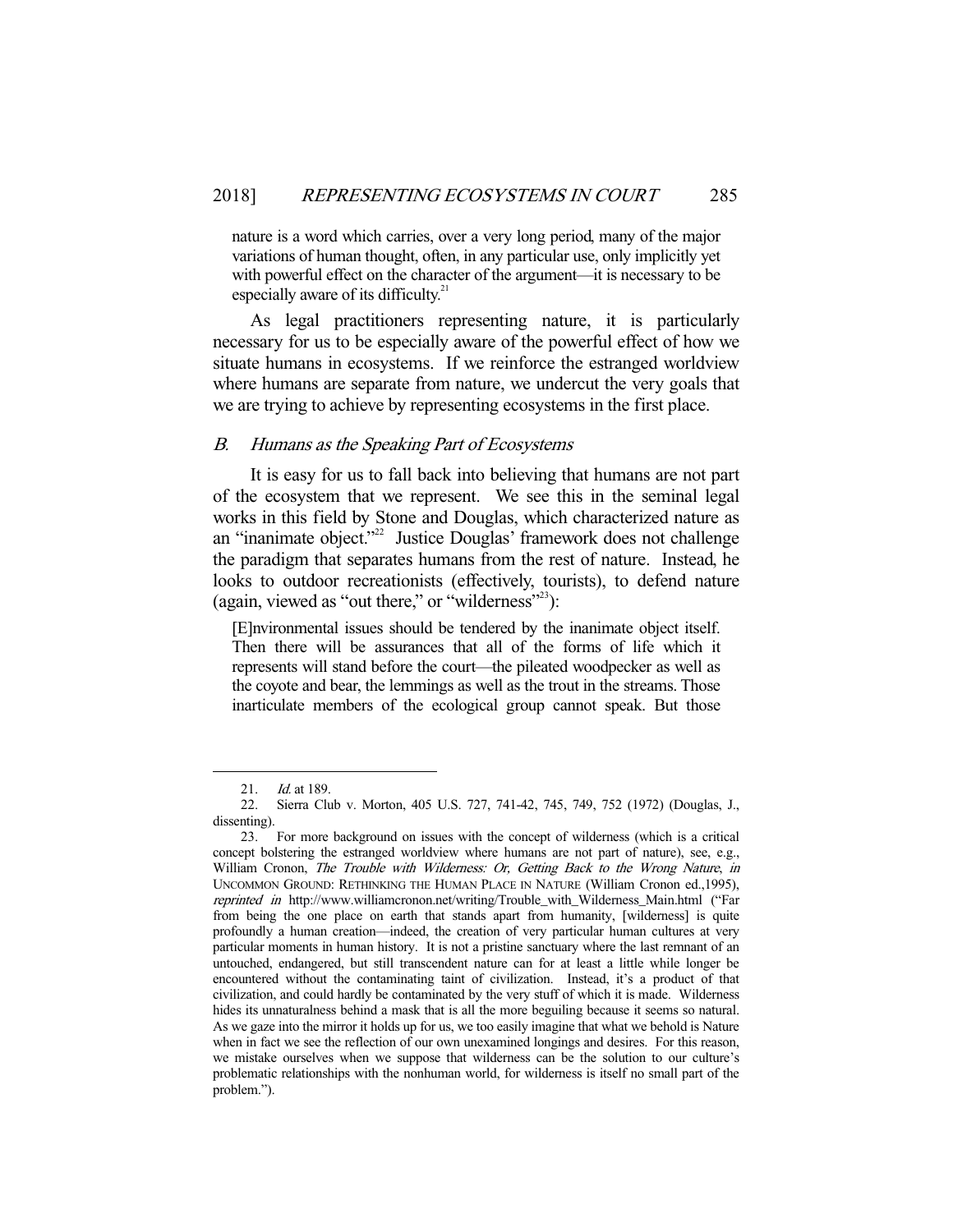nature is a word which carries, over a very long period, many of the major variations of human thought, often, in any particular use, only implicitly yet with powerful effect on the character of the argument—it is necessary to be especially aware of its difficulty.[21]

As legal practitioners representing nature, it is particularly necessary for us to be especially aware of the powerful effect of how we situate humans in ecosystems. If we reinforce the estranged worldview where humans are separate from nature, we undercut the very goals that we are trying to achieve by representing ecosystems in the first place.

### *B. Humans as the Speaking Part of Ecosystems*

It is easy for us to fall back into believing that humans are not part of the ecosystem that we represent. We see this in the seminal legal works in this field by Stone and Douglas, which characterized nature as an "inanimate object."[22] Justice Douglas' framework does not challenge the paradigm that separates humans from the rest of nature. Instead, he looks to outdoor recreationists (effectively, tourists), to defend nature (again, viewed as "out there," or "wilderness"[23]):

> [E]nvironmental issues should be tendered by the inanimate object itself. Then there will be assurances that all of the forms of life which it represents will stand before the court—the pileated woodpecker as well as the coyote and bear, the lemmings as well as the trout in the streams. Those inarticulate members of the ecological group cannot speak. But those

---

21. *Id.* at 189.

22. Sierra Club v. Morton, 405 U.S. 727, 741-42, 745, 749, 752 (1972) (Douglas, J., dissenting).

23. For more background on issues with the concept of wilderness (which is a critical concept bolstering the estranged worldview where humans are not part of nature), see, e.g., William Cronon, *The Trouble with Wilderness: Or, Getting Back to the Wrong Nature*, *in* UNCOMMON GROUND: RETHINKING THE HUMAN PLACE IN NATURE (William Cronon ed.,1995), *reprinted in* http://www.williamcronon.net/writing/Trouble_with_Wilderness_Main.html ("Far from being the one place on earth that stands apart from humanity, [wilderness] is quite profoundly a human creation—indeed, the creation of very particular human cultures at very particular moments in human history. It is not a pristine sanctuary where the last remnant of an untouched, endangered, but still transcendent nature can for at least a little while longer be encountered without the contaminating taint of civilization. Instead, it's a product of that civilization, and could hardly be contaminated by the very stuff of which it is made. Wilderness hides its unnaturalness behind a mask that is all the more beguiling because it seems so natural. As we gaze into the mirror it holds up for us, we too easily imagine that what we behold is Nature when in fact we see the reflection of our own unexamined longings and desires. For this reason, we mistake ourselves when we suppose that wilderness can be the solution to our culture's problematic relationships with the nonhuman world, for wilderness is itself no small part of the problem.").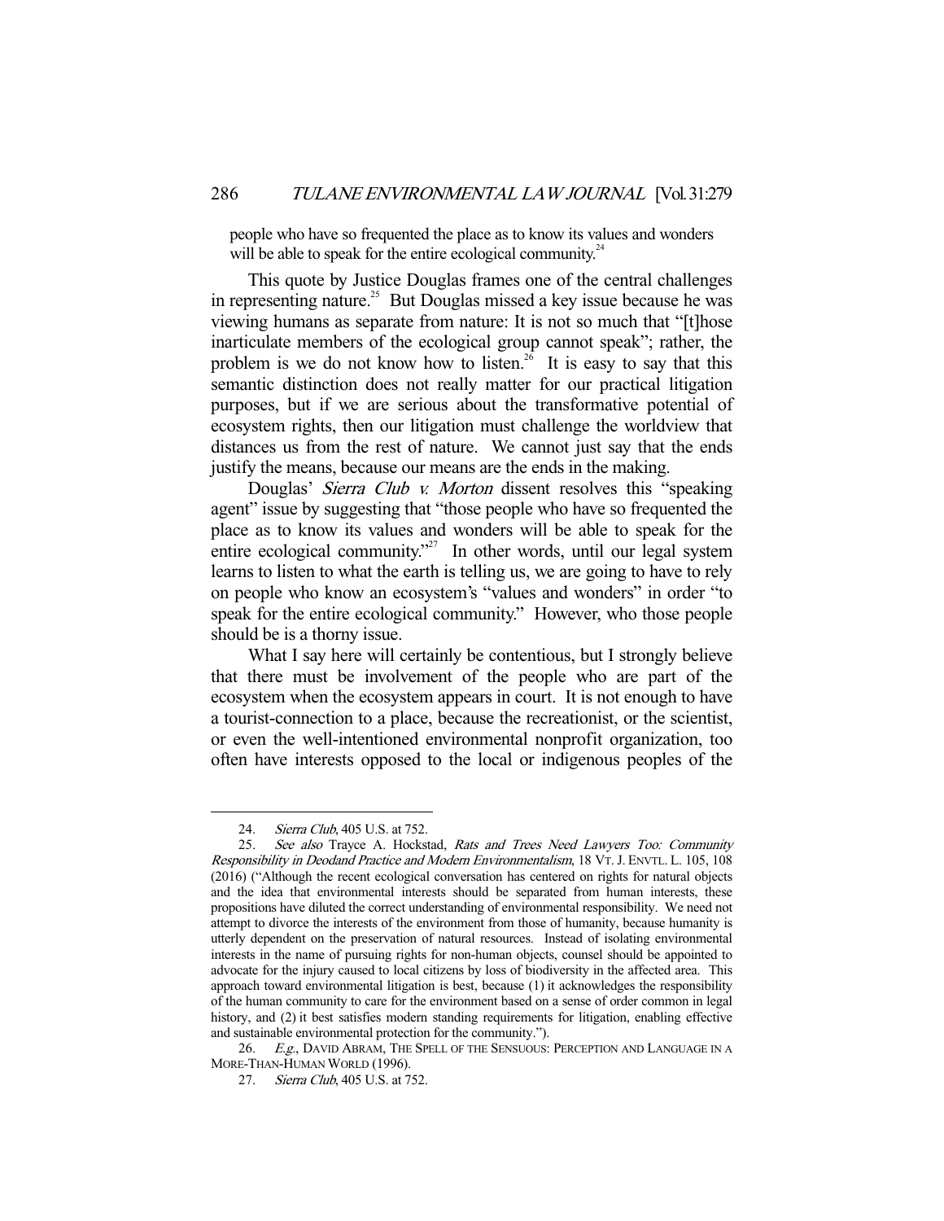people who have so frequented the place as to know its values and wonders will be able to speak for the entire ecological community.[24]

This quote by Justice Douglas frames one of the central challenges in representing nature.[25] But Douglas missed a key issue because he was viewing humans as separate from nature: It is not so much that "[t]hose inarticulate members of the ecological group cannot speak"; rather, the problem is we do not know how to listen.[26] It is easy to say that this semantic distinction does not really matter for our practical litigation purposes, but if we are serious about the transformative potential of ecosystem rights, then our litigation must challenge the worldview that distances us from the rest of nature. We cannot just say that the ends justify the means, because our means are the ends in the making.

Douglas' *Sierra Club v. Morton* dissent resolves this "speaking agent" issue by suggesting that "those people who have so frequented the place as to know its values and wonders will be able to speak for the entire ecological community."[27] In other words, until our legal system learns to listen to what the earth is telling us, we are going to have to rely on people who know an ecosystem's "values and wonders" in order "to speak for the entire ecological community." However, who those people should be is a thorny issue.

What I say here will certainly be contentious, but I strongly believe that there must be involvement of the people who are part of the ecosystem when the ecosystem appears in court. It is not enough to have a tourist-connection to a place, because the recreationist, or the scientist, or even the well-intentioned environmental nonprofit organization, too often have interests opposed to the local or indigenous peoples of the

---

24. *Sierra Club*, 405 U.S. at 752.

25. *See also* Trayce A. Hockstad, *Rats and Trees Need Lawyers Too: Community Responsibility in Deodand Practice and Modern Environmentalism*, 18 VT. J. ENVTL. L. 105, 108 (2016) ("Although the recent ecological conversation has centered on rights for natural objects and the idea that environmental interests should be separated from human interests, these propositions have diluted the correct understanding of environmental responsibility. We need not attempt to divorce the interests of the environment from those of humanity, because humanity is utterly dependent on the preservation of natural resources. Instead of isolating environmental interests in the name of pursuing rights for non-human objects, counsel should be appointed to advocate for the injury caused to local citizens by loss of biodiversity in the affected area. This approach toward environmental litigation is best, because (1) it acknowledges the responsibility of the human community to care for the environment based on a sense of order common in legal history, and (2) it best satisfies modern standing requirements for litigation, enabling effective and sustainable environmental protection for the community.").

26. *E.g.*, DAVID ABRAM, THE SPELL OF THE SENSUOUS: PERCEPTION AND LANGUAGE IN A MORE-THAN-HUMAN WORLD (1996).

27. *Sierra Club*, 405 U.S. at 752.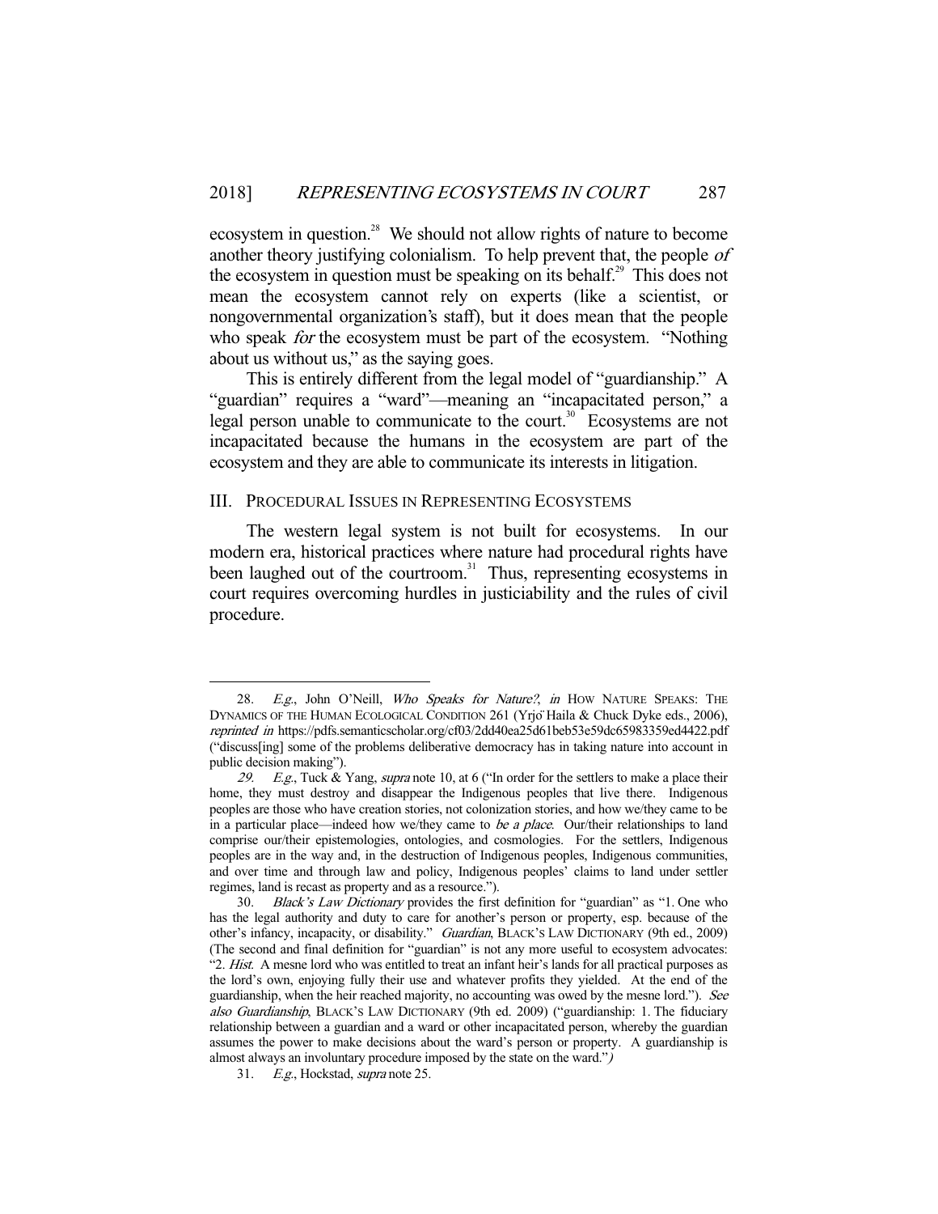ecosystem in question.[28] We should not allow rights of nature to become another theory justifying colonialism. To help prevent that, the people *of* the ecosystem in question must be speaking on its behalf.[29] This does not mean the ecosystem cannot rely on experts (like a scientist, or nongovernmental organization's staff), but it does mean that the people who speak *for* the ecosystem must be part of the ecosystem. "Nothing about us without us," as the saying goes.

This is entirely different from the legal model of "guardianship." A "guardian" requires a "ward"—meaning an "incapacitated person," a legal person unable to communicate to the court.[30] Ecosystems are not incapacitated because the humans in the ecosystem are part of the ecosystem and they are able to communicate its interests in litigation.

## III. Procedural Issues in Representing Ecosystems

The western legal system is not built for ecosystems. In our modern era, historical practices where nature had procedural rights have been laughed out of the courtroom.[31] Thus, representing ecosystems in court requires overcoming hurdles in justiciability and the rules of civil procedure.

---

28. *E.g.*, John O'Neill, *Who Speaks for Nature?*, *in* How Nature Speaks: The Dynamics of the Human Ecological Condition 261 (Yrjö Haila & Chuck Dyke eds., 2006), *reprinted in* https://pdfs.semanticscholar.org/cf03/2dd40ea25d61beb53e59dc65983359ed4422.pdf ("discuss[ing] some of the problems deliberative democracy has in taking nature into account in public decision making").

29. *E.g.*, Tuck & Yang, *supra* note 10, at 6 ("In order for the settlers to make a place their home, they must destroy and disappear the Indigenous peoples that live there. Indigenous peoples are those who have creation stories, not colonization stories, and how we/they came to be in a particular place—indeed how we/they came to *be a place*. Our/their relationships to land comprise our/their epistemologies, ontologies, and cosmologies. For the settlers, Indigenous peoples are in the way and, in the destruction of Indigenous peoples, Indigenous communities, and over time and through law and policy, Indigenous peoples' claims to land under settler regimes, land is recast as property and as a resource.").

30. *Black's Law Dictionary* provides the first definition for "guardian" as "1. One who has the legal authority and duty to care for another's person or property, esp. because of the other's infancy, incapacity, or disability." *Guardian*, Black's Law Dictionary (9th ed., 2009) (The second and final definition for "guardian" is not any more useful to ecosystem advocates: "2. *Hist.* A mesne lord who was entitled to treat an infant heir's lands for all practical purposes as the lord's own, enjoying fully their use and whatever profits they yielded. At the end of the guardianship, when the heir reached majority, no accounting was owed by the mesne lord."). *See also Guardianship*, Black's Law Dictionary (9th ed. 2009) ("guardianship: 1. The fiduciary relationship between a guardian and a ward or other incapacitated person, whereby the guardian assumes the power to make decisions about the ward's person or property. A guardianship is almost always an involuntary procedure imposed by the state on the ward.")

31. *E.g.*, Hockstad, *supra* note 25.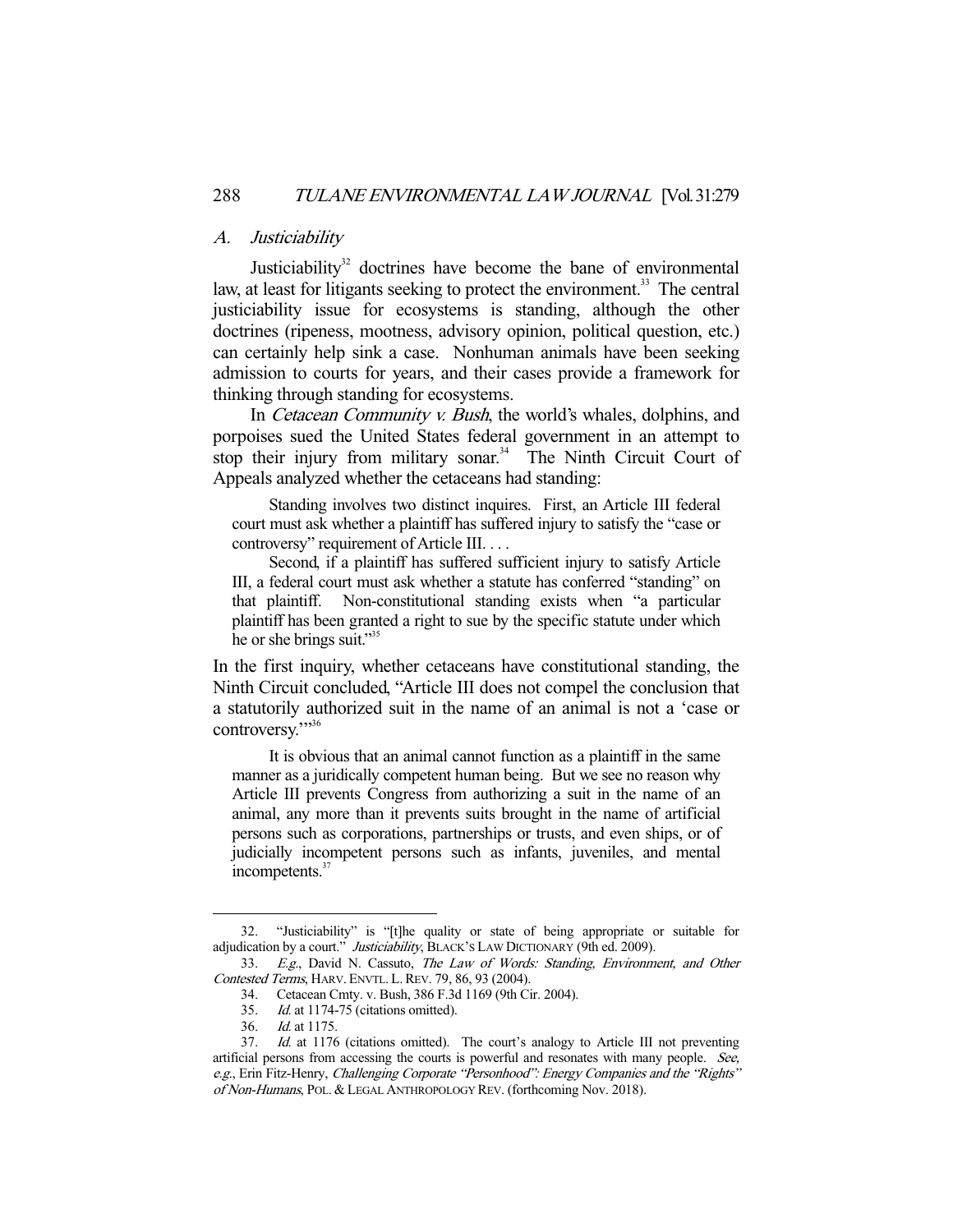### *A. Justiciability*

Justiciability[32] doctrines have become the bane of environmental law, at least for litigants seeking to protect the environment.[33] The central justiciability issue for ecosystems is standing, although the other doctrines (ripeness, mootness, advisory opinion, political question, etc.) can certainly help sink a case. Nonhuman animals have been seeking admission to courts for years, and their cases provide a framework for thinking through standing for ecosystems.

In *Cetacean Community v. Bush*, the world's whales, dolphins, and porpoises sued the United States federal government in an attempt to stop their injury from military sonar.[34] The Ninth Circuit Court of Appeals analyzed whether the cetaceans had standing:

> Standing involves two distinct inquires. First, an Article III federal court must ask whether a plaintiff has suffered injury to satisfy the "case or controversy" requirement of Article III. . . .
>
> Second, if a plaintiff has suffered sufficient injury to satisfy Article III, a federal court must ask whether a statute has conferred "standing" on that plaintiff. Non-constitutional standing exists when "a particular plaintiff has been granted a right to sue by the specific statute under which he or she brings suit."[35]

In the first inquiry, whether cetaceans have constitutional standing, the Ninth Circuit concluded, "Article III does not compel the conclusion that a statutorily authorized suit in the name of an animal is not a 'case or controversy.'"[36]

> It is obvious that an animal cannot function as a plaintiff in the same manner as a juridically competent human being. But we see no reason why Article III prevents Congress from authorizing a suit in the name of an animal, any more than it prevents suits brought in the name of artificial persons such as corporations, partnerships or trusts, and even ships, or of judicially incompetent persons such as infants, juveniles, and mental incompetents.[37]

---

32. "Justiciability" is "[t]he quality or state of being appropriate or suitable for adjudication by a court." *Justiciability*, BLACK'S LAW DICTIONARY (9th ed. 2009).

33. *E.g.*, David N. Cassuto, *The Law of Words: Standing, Environment, and Other Contested Terms*, HARV. ENVTL. L. REV. 79, 86, 93 (2004).

34. Cetacean Cmty. v. Bush, 386 F.3d 1169 (9th Cir. 2004).

35. *Id.* at 1174-75 (citations omitted).

36. *Id.* at 1175.

37. *Id.* at 1176 (citations omitted). The court's analogy to Article III not preventing artificial persons from accessing the courts is powerful and resonates with many people. *See, e.g.*, Erin Fitz-Henry, *Challenging Corporate "Personhood": Energy Companies and the "Rights" of Non-Humans*, POL. & LEGAL ANTHROPOLOGY REV. (forthcoming Nov. 2018).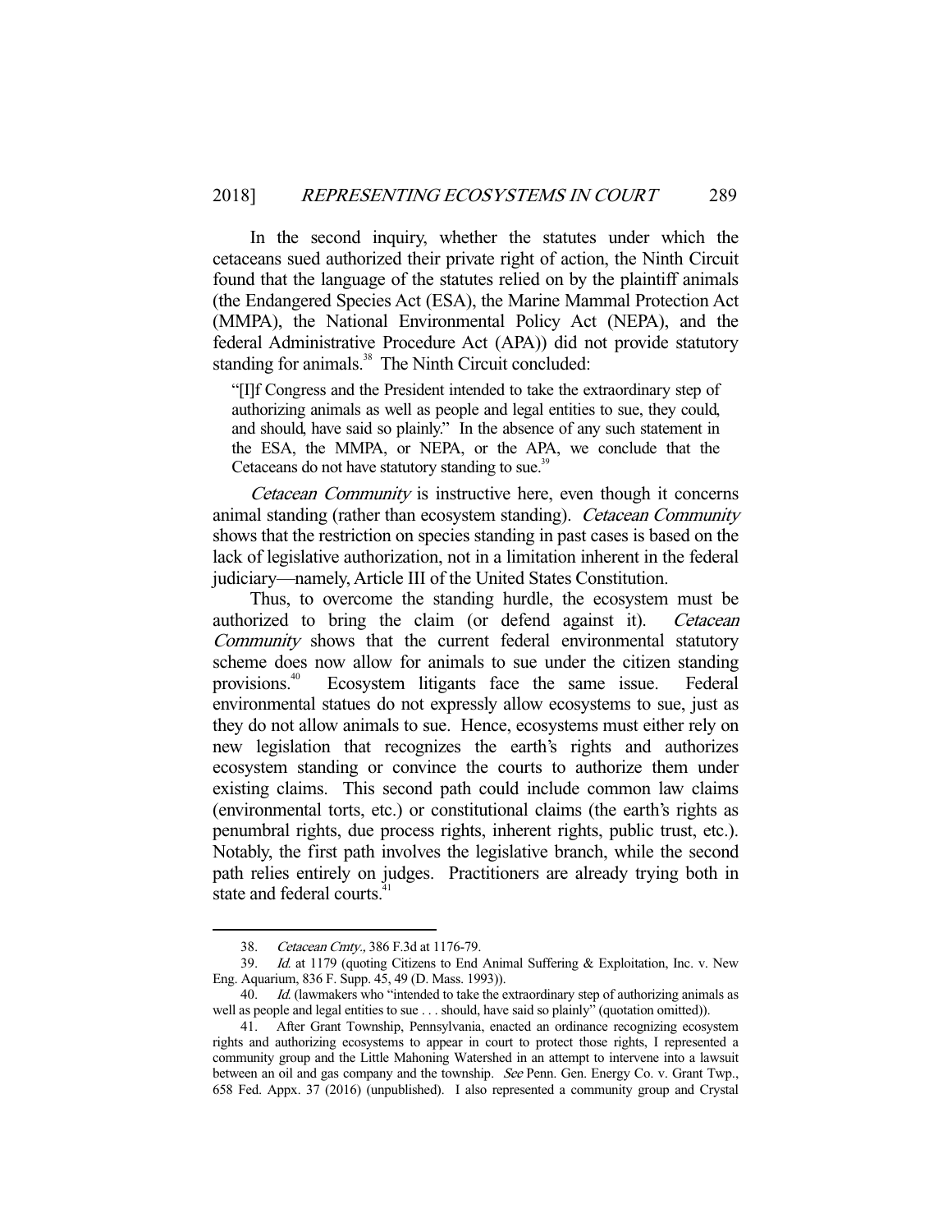In the second inquiry, whether the statutes under which the cetaceans sued authorized their private right of action, the Ninth Circuit found that the language of the statutes relied on by the plaintiff animals (the Endangered Species Act (ESA), the Marine Mammal Protection Act (MMPA), the National Environmental Policy Act (NEPA), and the federal Administrative Procedure Act (APA)) did not provide statutory standing for animals.[38] The Ninth Circuit concluded:

> "[I]f Congress and the President intended to take the extraordinary step of authorizing animals as well as people and legal entities to sue, they could, and should, have said so plainly." In the absence of any such statement in the ESA, the MMPA, or NEPA, or the APA, we conclude that the Cetaceans do not have statutory standing to sue.[39]

*Cetacean Community* is instructive here, even though it concerns animal standing (rather than ecosystem standing). *Cetacean Community* shows that the restriction on species standing in past cases is based on the lack of legislative authorization, not in a limitation inherent in the federal judiciary—namely, Article III of the United States Constitution.

Thus, to overcome the standing hurdle, the ecosystem must be authorized to bring the claim (or defend against it). *Cetacean Community* shows that the current federal environmental statutory scheme does now allow for animals to sue under the citizen standing provisions.[40] Ecosystem litigants face the same issue. Federal environmental statues do not expressly allow ecosystems to sue, just as they do not allow animals to sue. Hence, ecosystems must either rely on new legislation that recognizes the earth's rights and authorizes ecosystem standing or convince the courts to authorize them under existing claims. This second path could include common law claims (environmental torts, etc.) or constitutional claims (the earth's rights as penumbral rights, due process rights, inherent rights, public trust, etc.). Notably, the first path involves the legislative branch, while the second path relies entirely on judges. Practitioners are already trying both in state and federal courts.[41]

---

38. *Cetacean Cmty.*, 386 F.3d at 1176-79.

39. *Id.* at 1179 (quoting Citizens to End Animal Suffering & Exploitation, Inc. v. New Eng. Aquarium, 836 F. Supp. 45, 49 (D. Mass. 1993)).

40. *Id.* (lawmakers who "intended to take the extraordinary step of authorizing animals as well as people and legal entities to sue . . . should, have said so plainly" (quotation omitted)).

41. After Grant Township, Pennsylvania, enacted an ordinance recognizing ecosystem rights and authorizing ecosystems to appear in court to protect those rights, I represented a community group and the Little Mahoning Watershed in an attempt to intervene into a lawsuit between an oil and gas company and the township. *See* Penn. Gen. Energy Co. v. Grant Twp., 658 Fed. Appx. 37 (2016) (unpublished). I also represented a community group and Crystal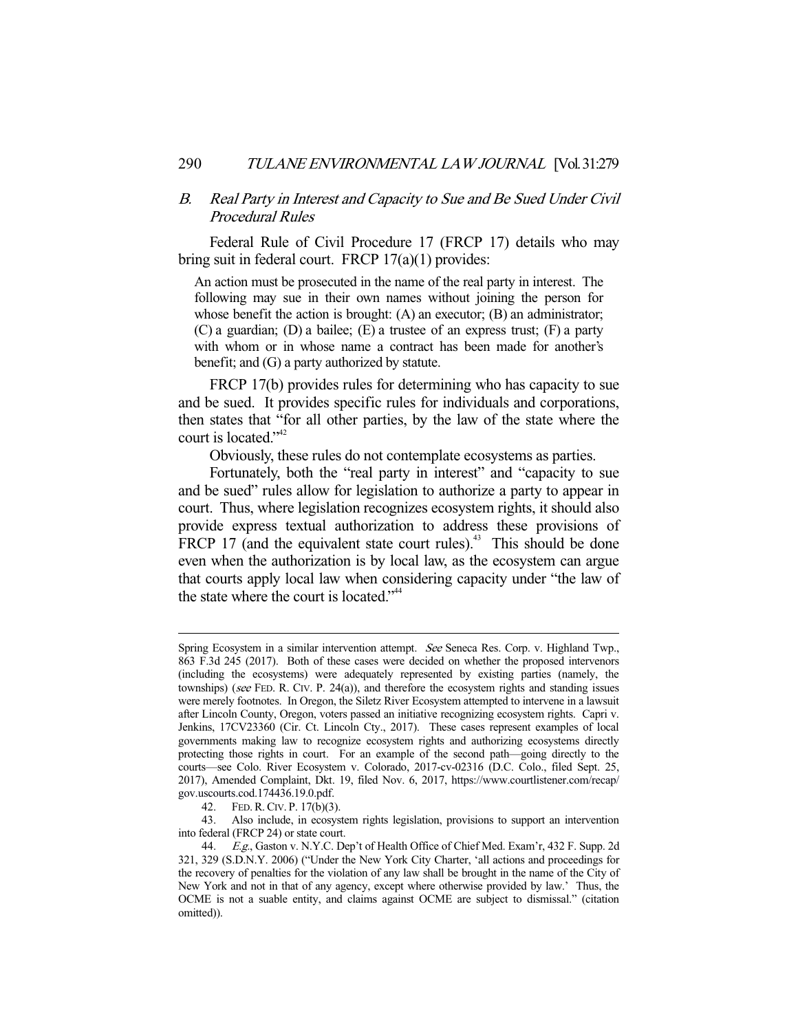## B. *Real Party in Interest and Capacity to Sue and Be Sued Under Civil Procedural Rules*

Federal Rule of Civil Procedure 17 (FRCP 17) details who may bring suit in federal court. FRCP 17(a)(1) provides:

> An action must be prosecuted in the name of the real party in interest. The following may sue in their own names without joining the person for whose benefit the action is brought: (A) an executor; (B) an administrator; (C) a guardian; (D) a bailee; (E) a trustee of an express trust; (F) a party with whom or in whose name a contract has been made for another's benefit; and (G) a party authorized by statute.

FRCP 17(b) provides rules for determining who has capacity to sue and be sued. It provides specific rules for individuals and corporations, then states that "for all other parties, by the law of the state where the court is located."[42]

Obviously, these rules do not contemplate ecosystems as parties.

Fortunately, both the "real party in interest" and "capacity to sue and be sued" rules allow for legislation to authorize a party to appear in court. Thus, where legislation recognizes ecosystem rights, it should also provide express textual authorization to address these provisions of FRCP 17 (and the equivalent state court rules).[43] This should be done even when the authorization is by local law, as the ecosystem can argue that courts apply local law when considering capacity under "the law of the state where the court is located."[44]

---

Spring Ecosystem in a similar intervention attempt. *See* Seneca Res. Corp. v. Highland Twp., 863 F.3d 245 (2017). Both of these cases were decided on whether the proposed intervenors (including the ecosystems) were adequately represented by existing parties (namely, the townships) (*see* FED. R. CIV. P. 24(a)), and therefore the ecosystem rights and standing issues were merely footnotes. In Oregon, the Siletz River Ecosystem attempted to intervene in a lawsuit after Lincoln County, Oregon, voters passed an initiative recognizing ecosystem rights. Capri v. Jenkins, 17CV23360 (Cir. Ct. Lincoln Cty., 2017). These cases represent examples of local governments making law to recognize ecosystem rights and authorizing ecosystems directly protecting those rights in court. For an example of the second path—going directly to the courts—see Colo. River Ecosystem v. Colorado, 2017-cv-02316 (D.C. Colo., filed Sept. 25, 2017), Amended Complaint, Dkt. 19, filed Nov. 6, 2017, https://www.courtlistener.com/recap/gov.uscourts.cod.174436.19.0.pdf.

42. FED. R. CIV. P. 17(b)(3).

43. Also include, in ecosystem rights legislation, provisions to support an intervention into federal (FRCP 24) or state court.

44. *E.g.*, Gaston v. N.Y.C. Dep't of Health Office of Chief Med. Exam'r, 432 F. Supp. 2d 321, 329 (S.D.N.Y. 2006) ("Under the New York City Charter, 'all actions and proceedings for the recovery of penalties for the violation of any law shall be brought in the name of the City of New York and not in that of any agency, except where otherwise provided by law.' Thus, the OCME is not a suable entity, and claims against OCME are subject to dismissal." (citation omitted)).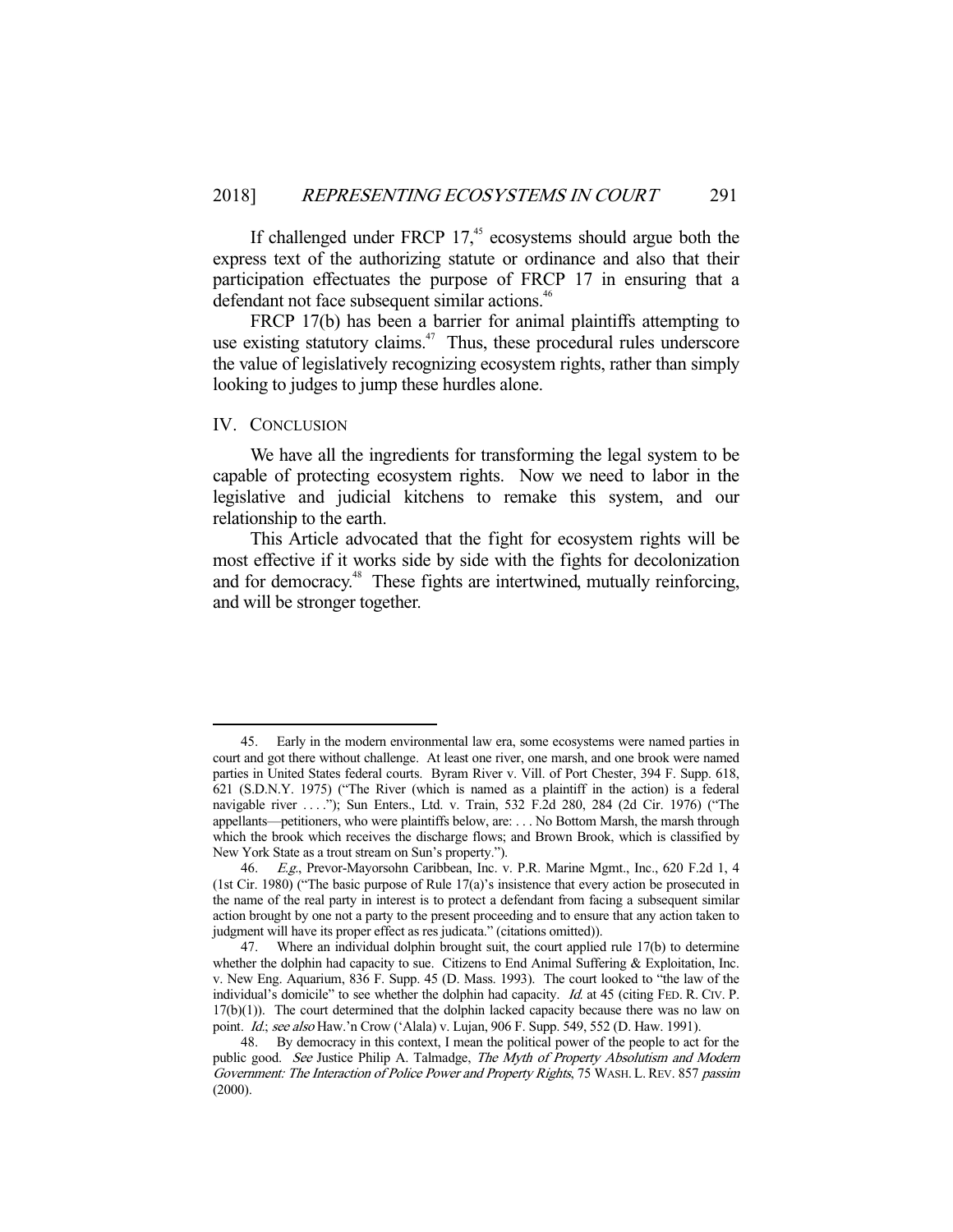If challenged under FRCP 17,[45] ecosystems should argue both the express text of the authorizing statute or ordinance and also that their participation effectuates the purpose of FRCP 17 in ensuring that a defendant not face subsequent similar actions.[46]

FRCP 17(b) has been a barrier for animal plaintiffs attempting to use existing statutory claims.[47] Thus, these procedural rules underscore the value of legislatively recognizing ecosystem rights, rather than simply looking to judges to jump these hurdles alone.

## IV. Conclusion

We have all the ingredients for transforming the legal system to be capable of protecting ecosystem rights. Now we need to labor in the legislative and judicial kitchens to remake this system, and our relationship to the earth.

This Article advocated that the fight for ecosystem rights will be most effective if it works side by side with the fights for decolonization and for democracy.[48] These fights are intertwined, mutually reinforcing, and will be stronger together.

---

45. Early in the modern environmental law era, some ecosystems were named parties in court and got there without challenge. At least one river, one marsh, and one brook were named parties in United States federal courts. Byram River v. Vill. of Port Chester, 394 F. Supp. 618, 621 (S.D.N.Y. 1975) ("The River (which is named as a plaintiff in the action) is a federal navigable river . . . ."); Sun Enters., Ltd. v. Train, 532 F.2d 280, 284 (2d Cir. 1976) ("The appellants—petitioners, who were plaintiffs below, are: . . . No Bottom Marsh, the marsh through which the brook which receives the discharge flows; and Brown Brook, which is classified by New York State as a trout stream on Sun's property.").

46. *E.g.*, Prevor-Mayorsohn Caribbean, Inc. v. P.R. Marine Mgmt., Inc., 620 F.2d 1, 4 (1st Cir. 1980) ("The basic purpose of Rule 17(a)'s insistence that every action be prosecuted in the name of the real party in interest is to protect a defendant from facing a subsequent similar action brought by one not a party to the present proceeding and to ensure that any action taken to judgment will have its proper effect as res judicata." (citations omitted)).

47. Where an individual dolphin brought suit, the court applied rule 17(b) to determine whether the dolphin had capacity to sue. Citizens to End Animal Suffering & Exploitation, Inc. v. New Eng. Aquarium, 836 F. Supp. 45 (D. Mass. 1993). The court looked to "the law of the individual's domicile" to see whether the dolphin had capacity. *Id.* at 45 (citing FED. R. CIV. P. 17(b)(1)). The court determined that the dolphin lacked capacity because there was no law on point. *Id.*; *see also* Haw.'n Crow ('Alala) v. Lujan, 906 F. Supp. 549, 552 (D. Haw. 1991).

48. By democracy in this context, I mean the political power of the people to act for the public good. *See* Justice Philip A. Talmadge, *The Myth of Property Absolutism and Modern Government: The Interaction of Police Power and Property Rights*, 75 WASH. L. REV. 857 *passim* (2000).